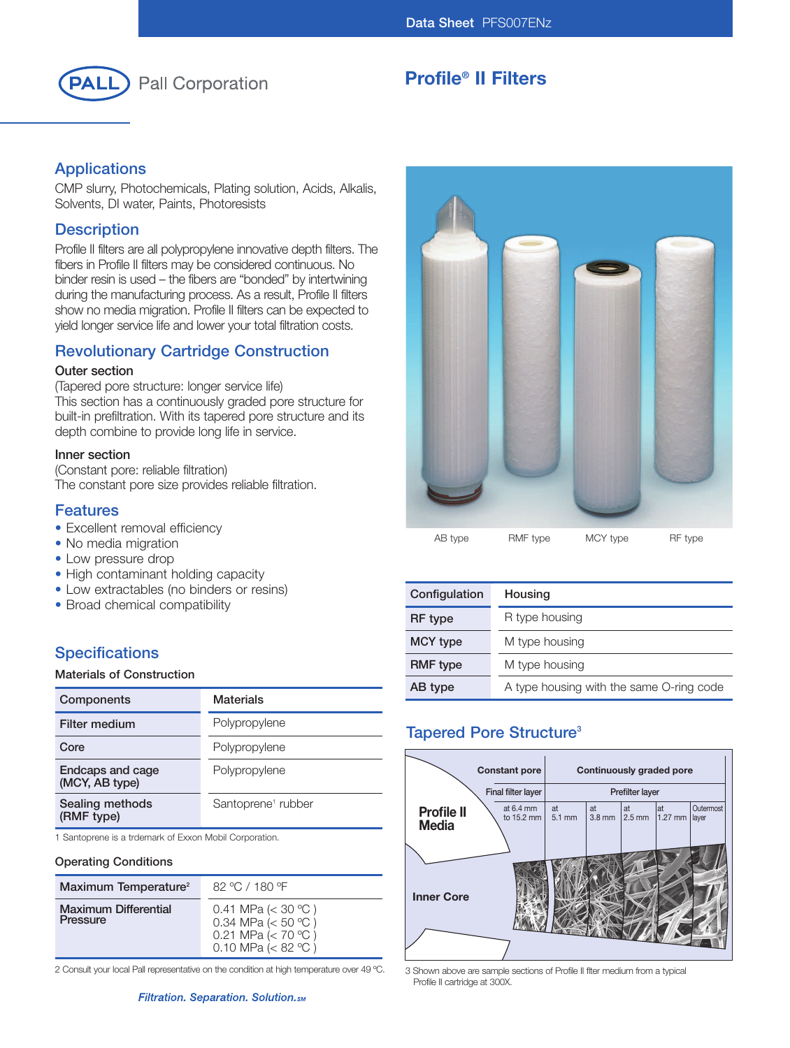Data Sheet PFS007ENz

Pall Corporation

# Profile® II Filters

## Applications

CMP slurry, Photochemicals, Plating solution, Acids, Alkalis, Solvents, DI water, Paints, Photoresists

## Description

Profile II filters are all polypropylene innovative depth filters. The fibers in Profile II filters may be considered continuous. No binder resin is used – the fibers are "bonded" by intertwining during the manufacturing process. As a result, Profile II filters show no media migration. Profile II filters can be expected to yield longer service life and lower your total filtration costs.

## Revolutionary Cartridge Construction

### Outer section

(Tapered pore structure: longer service life)
This section has a continuously graded pore structure for built-in prefiltration. With its tapered pore structure and its depth combine to provide long life in service.

### Inner section

(Constant pore: reliable filtration)
The constant pore size provides reliable filtration.

## Features

- Excellent removal efficiency
- No media migration
- Low pressure drop
- High contaminant holding capacity
- Low extractables (no binders or resins)
- Broad chemical compatibility

## Specifications

### Materials of Construction

| Components | Materials |
|---|---|
| Filter medium | Polypropylene |
| Core | Polypropylene |
| Endcaps and cage (MCY, AB type) | Polypropylene |
| Sealing methods (RMF type) | Santoprene[1] rubber |

1 Santoprene is a trdemark of Exxon Mobil Corporation.

### Operating Conditions

| | |
|---|---|
| Maximum Temperature[2] | 82 °C / 180 °F |
| Maximum Differential Pressure | 0.41 MPa (< 30 °C )<br>0.34 MPa (< 50 °C )<br>0.21 MPa (< 70 °C )<br>0.10 MPa (< 82 °C ) |

2 Consult your local Pall representative on the condition at high temperature over 49 °C.

AB type RMF type MCY type RF type

| Configulation | Housing |
|---|---|
| RF type | R type housing |
| MCY type | M type housing |
| RMF type | M type housing |
| AB type | A type housing with the same O-ring code |

## Tapered Pore Structure[3]

| Profile II Media | Constant pore | Continuously graded pore | | | | |
|---|---|---|---|---|---|---|
| | Final filter layer | Prefilter layer | | | | |
| | at 6.4 mm to 15.2 mm | at 5.1 mm | at 3.8 mm | at 2.5 mm | at 1.27 mm | Outermost layer |

Inner Core

3 Shown above are sample sections of Profile II flter medium from a typical Profile II cartridge at 300X.

*Filtration. Separation. Solution.*SM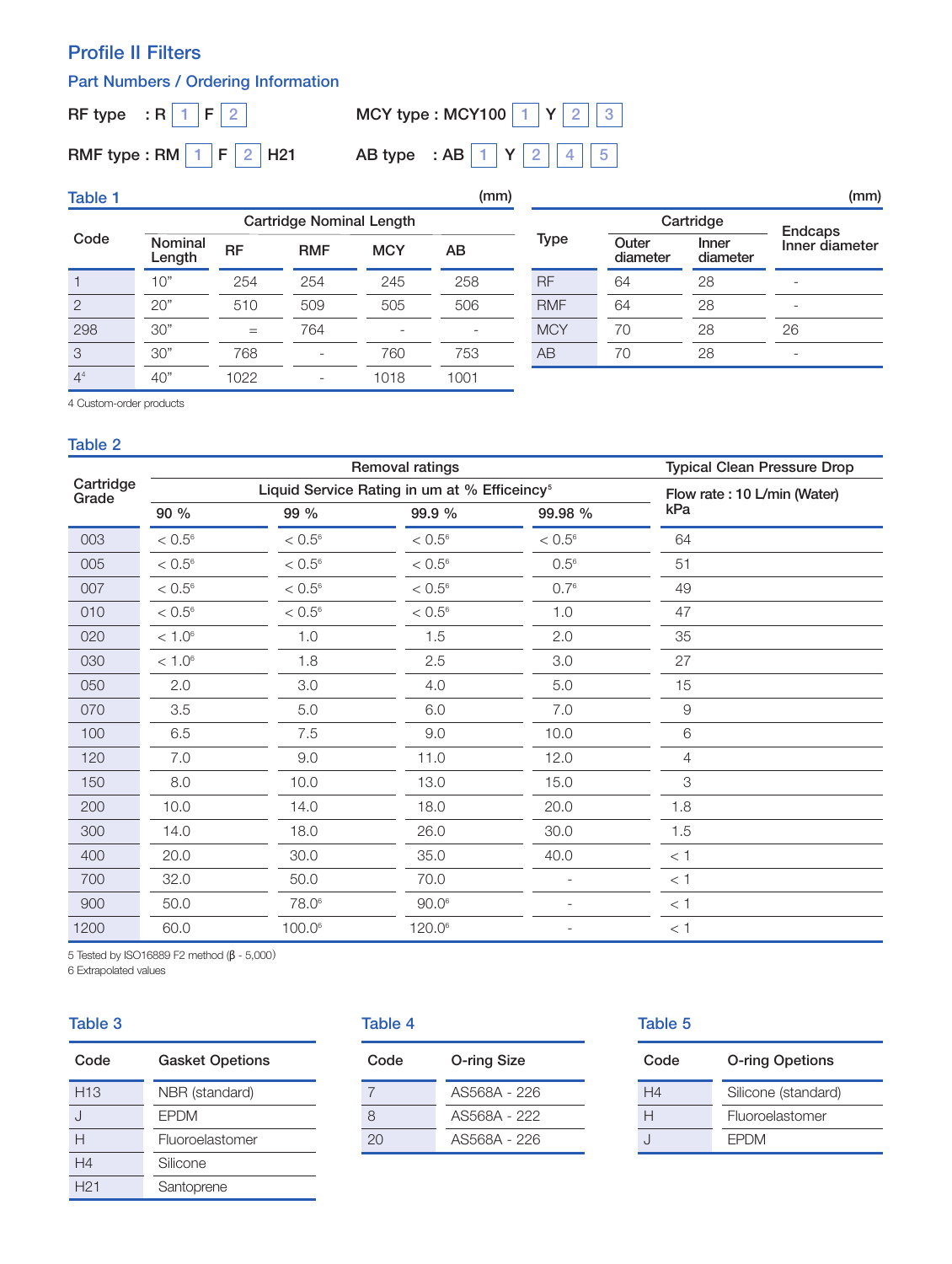# Profile II Filters

## Part Numbers / Ordering Information

RF type : R [1] F [2]

RMF type : RM [1] F [2] H21

MCY type : MCY100 [1] Y [2] [3]

AB type : AB [1] Y [2] [4] [5]

### Table 1

(mm)

| Code | Cartridge Nominal Length | | | | |
|---|---|---|---|---|---|
| | Nominal Length | RF | RMF | MCY | AB |
| 1 | 10" | 254 | 254 | 245 | 258 |
| 2 | 20" | 510 | 509 | 505 | 506 |
| 298 | 30" | = | 764 | - | - |
| 3 | 30" | 768 | - | 760 | 753 |
| 4[4] | 40" | 1022 | - | 1018 | 1001 |

4 Custom-order products

(mm)

| Type | Cartridge | | Endcaps Inner diameter |
|---|---|---|---|
| | Outer diameter | Inner diameter | |
| RF | 64 | 28 | - |
| RMF | 64 | 28 | - |
| MCY | 70 | 28 | 26 |
| AB | 70 | 28 | - |

### Table 2

| Cartridge Grade | Removal ratings | | | | Typical Clean Pressure Drop |
|---|---|---|---|---|---|
| | Liquid Service Rating in um at % Efficeincy[5] | | | | Flow rate : 10 L/min (Water) kPa |
| | 90 % | 99 % | 99.9 % | 99.98 % | |
| 003 | < 0.5[6] | < 0.5[6] | < 0.5[6] | < 0.5[6] | 64 |
| 005 | < 0.5[6] | < 0.5[6] | < 0.5[6] | 0.5[6] | 51 |
| 007 | < 0.5[6] | < 0.5[6] | < 0.5[6] | 0.7[6] | 49 |
| 010 | < 0.5[6] | < 0.5[6] | < 0.5[6] | 1.0 | 47 |
| 020 | < 1.0[6] | 1.0 | 1.5 | 2.0 | 35 |
| 030 | < 1.0[6] | 1.8 | 2.5 | 3.0 | 27 |
| 050 | 2.0 | 3.0 | 4.0 | 5.0 | 15 |
| 070 | 3.5 | 5.0 | 6.0 | 7.0 | 9 |
| 100 | 6.5 | 7.5 | 9.0 | 10.0 | 6 |
| 120 | 7.0 | 9.0 | 11.0 | 12.0 | 4 |
| 150 | 8.0 | 10.0 | 13.0 | 15.0 | 3 |
| 200 | 10.0 | 14.0 | 18.0 | 20.0 | 1.8 |
| 300 | 14.0 | 18.0 | 26.0 | 30.0 | 1.5 |
| 400 | 20.0 | 30.0 | 35.0 | 40.0 | < 1 |
| 700 | 32.0 | 50.0 | 70.0 | - | < 1 |
| 900 | 50.0 | 78.0[6] | 90.0[6] | - | < 1 |
| 1200 | 60.0 | 100.0[6] | 120.0[6] | - | < 1 |

5 Tested by ISO16889 F2 method ($\beta$ - 5,000)

6 Extrapolated values

### Table 3

| Code | Gasket Opeions |
|---|---|
| H13 | NBR (standard) |
| J | EPDM |
| H | Fluoroelastomer |
| H4 | Silicone |
| H21 | Santoprene |

### Table 4

| Code | O-ring Size |
|---|---|
| 7 | AS568A - 226 |
| 8 | AS568A - 222 |
| 20 | AS568A - 226 |

### Table 5

| Code | O-ring Options |
|---|---|
| H4 | Silicone (standard) |
| H | Fluoroelastomer |
| J | EPDM |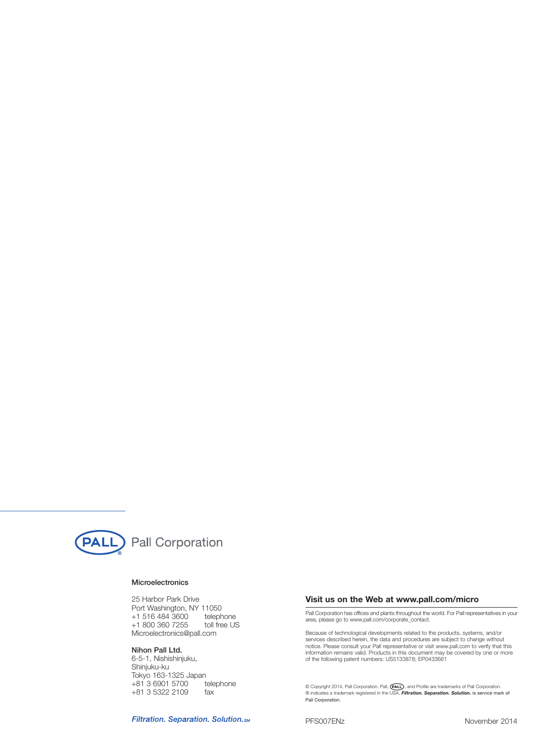Pall Corporation

**Microelectronics**

25 Harbor Park Drive
Port Washington, NY 11050
+1 516 484 3600 telephone
+1 800 360 7255 toll free US
Microelectronics@pall.com

**Nihon Pall Ltd.**
6-5-1, Nishishinjuku,
Shinjuku-ku
Tokyo 163-1325 Japan
+81 3 6901 5700 telephone
+81 3 5322 2109 fax

***Filtration. Separation. Solution.***SM

**Visit us on the Web at www.pall.com/micro**

Pall Corporation has offices and plants throughout the world. For Pall representatives in your area, please go to www.pall.com/corporate_contact.

Because of technological developments related to the products, systems, and/or services described herein, the data and procedures are subject to change without notice. Please consult your Pall representative or visit www.pall.com to verify that this information remains valid. Products in this document may be covered by one or more of the following patent numbers: US5133878; EP0433661

© Copyright 2014, Pall Corporation. Pall, (PALL), and Profile are trademarks of Pall Corporation. ® indicates a trademark registered in the USA. ***Filtration. Separation. Solution.*** is service mark of Pall Corporation.

PFS007ENz November 2014